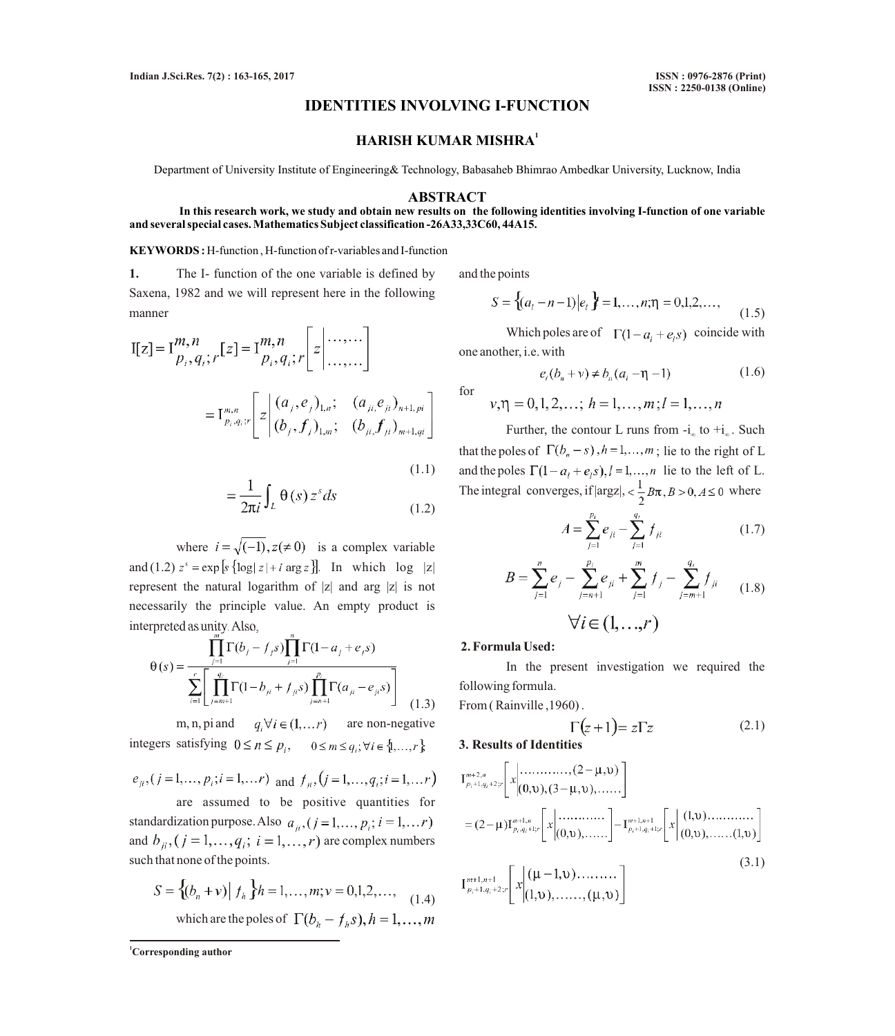# IDENTITIES INVOLVING I-FUNCTION

## HARISH KUMAR MISHRA[1]

Department of University Institute of Engineering& Technology, Babasaheb Bhimrao Ambedkar University, Lucknow, India

## ABSTRACT

**In this research work, we study and obtain new results on the following identities involving I-function of one variable and several special cases. Mathematics Subject classification -26A33,33C60, 44A15.**

**KEYWORDS :** H-function , H-function of r-variables and I-function

**1.** The I- function of the one variable is defined by Saxena, 1982 and we will represent here in the following manner

$$I[z] = I^{m,n}_{p_i,q_i;r}[z] = I^{m,n}_{p_i,q_i;r}\left[z\left|\begin{matrix}\ldots,\ldots\\ \ldots,\ldots\end{matrix}\right.\right]$$

$$= I^{m,n}_{p_i,q_i;r}\left[z\left|\begin{matrix}(a_j,e_j)_{1,n};\quad (a_{ji},e_{ji})_{n+1,pi}\\ (b_j,f_j)_{1,m};\quad (b_{ji},f_{ji})_{m+1,qi}\end{matrix}\right.\right] \tag{1.1}$$

$$= \frac{1}{2\pi i}\int_L \theta(s)\, z^s ds \tag{1.2}$$

where $i = \sqrt{(-1)}, z(\neq 0)$ is a complex variable and (1.2) $z^s = \exp[s\{\log|z| + i\arg z\}]$. In which log |z| represent the natural logarithm of |z| and arg |z| is not necessarily the principle value. An empty product is interpreted as unity. Also,

$$\theta(s) = \frac{\prod_{j=1}^{m}\Gamma(b_j - f_j s)\prod_{j=1}^{n}\Gamma(1-a_j+e_j s)}{\sum_{i=1}^{r}\left[\prod_{j=m+1}^{q_i}\Gamma(1-b_{ji}+f_{ji}s)\prod_{j=n+1}^{p_i}\Gamma(a_{ji}-e_{ji}s)\right]} \tag{1.3}$$

m, n, pi and $q_i \forall i \in (1,\ldots r)$ are non-negative integers satisfying $0 \le n \le p_i$, $0 \le m \le q_i; \forall i \in \{1,\ldots,r\}$,

$e_{ji}, (j=1,\ldots,p_i; i=1,\ldots r)$ and $f_{ji}, (j=1,\ldots,q_i; i=1,\ldots r)$ are assumed to be positive quantities for standardization purpose. Also $a_{ji}, (j=1,\ldots,p_i; i=1,\ldots r)$ and $b_{ji}, (j=1,\ldots,q_i; i=1,\ldots,r)$ are complex numbers such that none of the points.

$$S = \{(b_n+v)|f_h\}h = 1,\ldots,m; v = 0,1,2,\ldots, \tag{1.4}$$

which are the poles of $\Gamma(b_h - f_h s), h = 1,\ldots,m$

and the points

$$S = \{(a_l - n - 1)|e_l\} l = 1,\ldots,n; \eta = 0,1,2,\ldots, \tag{1.5}$$

Which poles are of $\Gamma(1-a_l+e_l s)$ coincide with one another, i.e. with

$$e_l(b_n + v) \neq b_h(a_l - \eta - 1) \tag{1.6}$$

for

$$v,\eta = 0,1,2,\ldots;\ h = 1,\ldots,m; l = 1,\ldots,n$$

Further, the contour L runs from $-i_\infty$ to $+i_\infty$. Such that the poles of $\Gamma(b_n - s), h = 1,\ldots,m$; lie to the right of L and the poles $\Gamma(1-a_l+e_l s), l = 1,\ldots,n$ lie to the left of L. The integral converges, if $|\arg z|, < \frac{1}{2}B\pi, B > 0, A \le 0$ where

$$A = \sum_{j=1}^{p_i} e_{ji} - \sum_{j=1}^{q_i} f_{ji} \tag{1.7}$$

$$B = \sum_{j=1}^{n} e_j - \sum_{j=n+1}^{p_i} e_{ji} + \sum_{j=1}^{m} f_j - \sum_{j=m+1}^{q_i} f_{ji} \tag{1.8}$$

$$\forall i \in (1,\ldots,r)$$

### 2. Formula Used:

In the present investigation we required the following formula.

From ( Rainville ,1960) .

$$\Gamma(z+1) = z\Gamma z \tag{2.1}$$

### 3. Results of Identities

$$I^{m+2,n}_{p_i+1,q_i+2;r}\left[x\left|\begin{matrix}\ldots\ldots\ldots\ldots,(2-\mu,\upsilon)\\ (0,\upsilon),(3-\mu,\upsilon),\ldots\ldots\end{matrix}\right.\right]$$

$$= (2-\mu)I^{m+1,n}_{p_i,q_i+1;r}\left[x\left|\begin{matrix}\ldots\ldots\ldots\ldots\\ (0,\upsilon),\ldots\ldots\end{matrix}\right.\right] - I^{m+1,n+1}_{p_i+1,q_i+1;r}\left[x\left|\begin{matrix}(1,\upsilon)\ldots\ldots\ldots\ldots\\ (0,\upsilon),\ldots\ldots(1,\upsilon)\end{matrix}\right.\right] \tag{3.1}$$

$$I^{m+1,n+1}_{p_i+1,q_i+2;r}\left[x\left|\begin{matrix}(\mu-1,\upsilon)\ldots\ldots\ldots\\ (1,\upsilon),\ldots\ldots,(\mu,\upsilon)\end{matrix}\right.\right]$$

[1]Corresponding author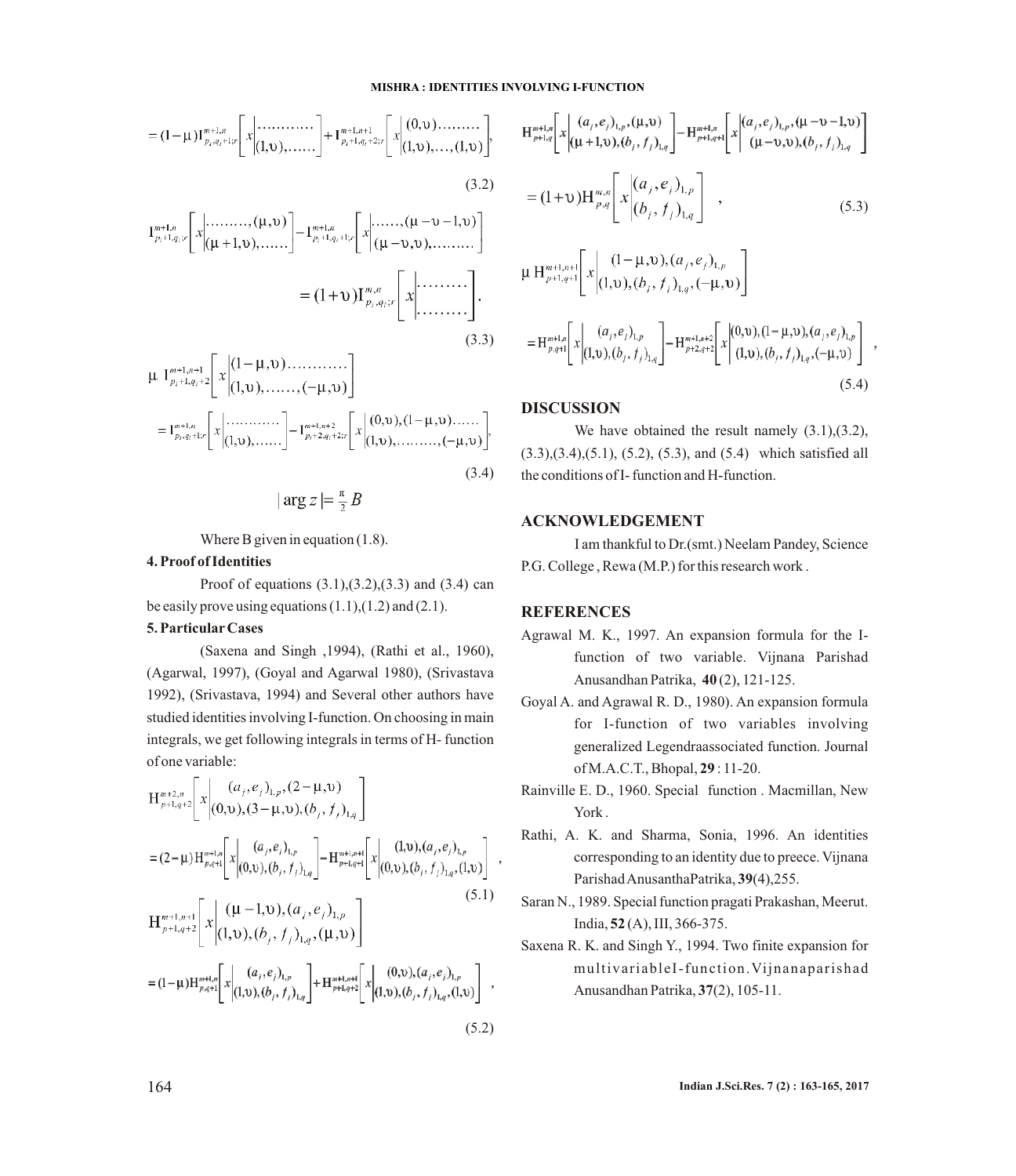$$= (1-\mu)\mathrm{I}^{m+1,n}_{p_i,q_i+1;r}\left[x\left|\begin{matrix}\cdots\cdots\cdots\cdots\\(1,\upsilon),\cdots\cdots\end{matrix}\right.\right] + \mathrm{I}^{m+1,n+1}_{p_i+1,q_i+2;r}\left[x\left|\begin{matrix}(0,\upsilon)\cdots\cdots\cdots\\(1,\upsilon),\ldots,(1,\upsilon)\end{matrix}\right.\right], \tag{3.2}$$

$$\mathrm{I}^{m+1,n}_{p_i+1,q_i;r}\left[x\left|\begin{matrix}\cdots\cdots\cdots,(\mu,\upsilon)\\(\mu+1,\upsilon),\cdots\cdots\end{matrix}\right.\right] - \mathrm{I}^{m+1,n}_{p_i+1,q_i+1;r}\left[x\left|\begin{matrix}\cdots\cdots,(\mu-\upsilon-1,\upsilon)\\(\mu-\upsilon,\upsilon),\cdots\cdots\cdots\end{matrix}\right.\right]$$

$$= (1+\upsilon)\mathrm{I}^{m,n}_{p_i,q_i;r}\left[x\left|\begin{matrix}\cdots\cdots\cdots\\\cdots\cdots\cdots\end{matrix}\right.\right]. \tag{3.3}$$

$$\mu\ \mathrm{I}^{m+1,n+1}_{p_i+1,q_i+2}\left[x\left|\begin{matrix}(1-\mu,\upsilon)\cdots\cdots\cdots\cdots\\(1,\upsilon),\cdots\cdots,(-\mu,\upsilon)\end{matrix}\right.\right]$$

$$= \mathrm{I}^{m+1,n}_{p_i,q_i+1;r}\left[x\left|\begin{matrix}\cdots\cdots\cdots\cdots\\(1,\upsilon),\cdots\cdots\end{matrix}\right.\right] - \mathrm{I}^{m+1,n+2}_{p_i+2,q_i+2;r}\left[x\left|\begin{matrix}(0,\upsilon),(1-\mu,\upsilon)\cdots\cdots\\(1,\upsilon),\cdots\cdots\cdots,(-\mu,\upsilon)\end{matrix}\right.\right], \tag{3.4}$$

$$|\arg z| = \tfrac{\pi}{2}B$$

Where B given in equation (1.8).

### 4. Proof of Identities

Proof of equations (3.1),(3.2),(3.3) and (3.4) can be easily prove using equations (1.1),(1.2) and (2.1).

### 5. Particular Cases

(Saxena and Singh ,1994), (Rathi et al., 1960), (Agarwal, 1997), (Goyal and Agarwal 1980), (Srivastava 1992), (Srivastava, 1994) and Several other authors have studied identities involving I-function. On choosing in main integrals, we get following integrals in terms of H- function of one variable:

$$\mathrm{H}^{m+2,n}_{p+1,q+2}\left[x\left|\begin{matrix}(a_j,e_j)_{1,p},(2-\mu,\upsilon)\\(0,\upsilon),(3-\mu,\upsilon),(b_j,f_j)_{1,q}\end{matrix}\right.\right]$$

$$= (2-\mu)\mathrm{H}^{m+1,n}_{p,q+1}\left[x\left|\begin{matrix}(a_j,e_j)_{1,p}\\(0,\upsilon),(b_j,f_j)_{1,q}\end{matrix}\right.\right] - \mathrm{H}^{m+1,n+1}_{p+1,q+1}\left[x\left|\begin{matrix}(1,\upsilon),(a_j,e_j)_{1,p}\\(0,\upsilon),(b_j,f_j)_{1,q},(1,\upsilon)\end{matrix}\right.\right], \tag{5.1}$$

$$\mathrm{H}^{m+1,n+1}_{p+1,q+2}\left[x\left|\begin{matrix}(\mu-1,\upsilon),(a_j,e_j)_{1,p}\\(1,\upsilon),(b_j,f_j)_{1,q},(\mu,\upsilon)\end{matrix}\right.\right]$$

$$= (1-\mu)\mathrm{H}^{m+1,n}_{p,q+1}\left[x\left|\begin{matrix}(a_j,e_j)_{1,p}\\(1,\upsilon),(b_j,f_j)_{1,q}\end{matrix}\right.\right] + \mathrm{H}^{m+1,n+1}_{p+1,q+2}\left[x\left|\begin{matrix}(0,\upsilon),(a_j,e_j)_{1,p}\\(1,\upsilon),(b_j,f_j)_{1,q},(1,\upsilon)\end{matrix}\right.\right], \tag{5.2}$$

$$\mathrm{H}^{m+1,n}_{p+1,q}\left[x\left|\begin{matrix}(a_j,e_j)_{1,p},(\mu,\upsilon)\\(\mu+1,\upsilon),(b_j,f_j)_{1,q}\end{matrix}\right.\right] - \mathrm{H}^{m+1,n}_{p+1,q+1}\left[x\left|\begin{matrix}(a_j,e_j)_{1,p},(\mu-\upsilon-1,\upsilon)\\(\mu-\upsilon,\upsilon),(b_j,f_j)_{1,q}\end{matrix}\right.\right]$$

$$= (1+\upsilon)\mathrm{H}^{m,n}_{p,q}\left[x\left|\begin{matrix}(a_j,e_j)_{1,p}\\(b_j,f_j)_{1,q}\end{matrix}\right.\right], \tag{5.3}$$

$$\mu\ \mathrm{H}^{m+1,n+1}_{p+1,q+1}\left[x\left|\begin{matrix}(1-\mu,\upsilon),(a_j,e_j)_{1,p}\\(1,\upsilon),(b_j,f_j)_{1,q},(-\mu,\upsilon)\end{matrix}\right.\right]$$

$$= \mathrm{H}^{m+1,n}_{p,q+1}\left[x\left|\begin{matrix}(a_j,e_j)_{1,p}\\(1,\upsilon),(b_j,f_j)_{1,q}\end{matrix}\right.\right] - \mathrm{H}^{m+1,n+2}_{p+2,q+2}\left[x\left|\begin{matrix}(0,\upsilon),(1-\mu,\upsilon),(a_j,e_j)_{1,p}\\(1,\upsilon),(b_j,f_j)_{1,q},(-\mu,\upsilon)\end{matrix}\right.\right], \tag{5.4}$$

## DISCUSSION

We have obtained the result namely (3.1),(3.2), (3.3),(3.4),(5.1), (5.2), (5.3), and (5.4) which satisfied all the conditions of I- function and H-function.

## ACKNOWLEDGEMENT

I am thankful to Dr.(smt.) Neelam Pandey, Science P.G. College , Rewa (M.P.) for this research work .

## REFERENCES

Agrawal M. K., 1997. An expansion formula for the I-function of two variable. Vijnana Parishad Anusandhan Patrika, **40** (2), 121-125.

Goyal A. and Agrawal R. D., 1980). An expansion formula for I-function of two variables involving generalized Legendraassociated function. Journal of M.A.C.T., Bhopal, **29** : 11-20.

Rainville E. D., 1960. Special function . Macmillan, New York .

Rathi, A. K. and Sharma, Sonia, 1996. An identities corresponding to an identity due to preece. Vijnana Parishad AnusanthaPatrika, **39**(4),255.

Saran N., 1989. Special function pragati Prakashan, Meerut. India, **52** (A), III, 366-375.

Saxena R. K. and Singh Y., 1994. Two finite expansion for multivariableI-function.Vijnanaparishad Anusandhan Patrika, **37**(2), 105-11.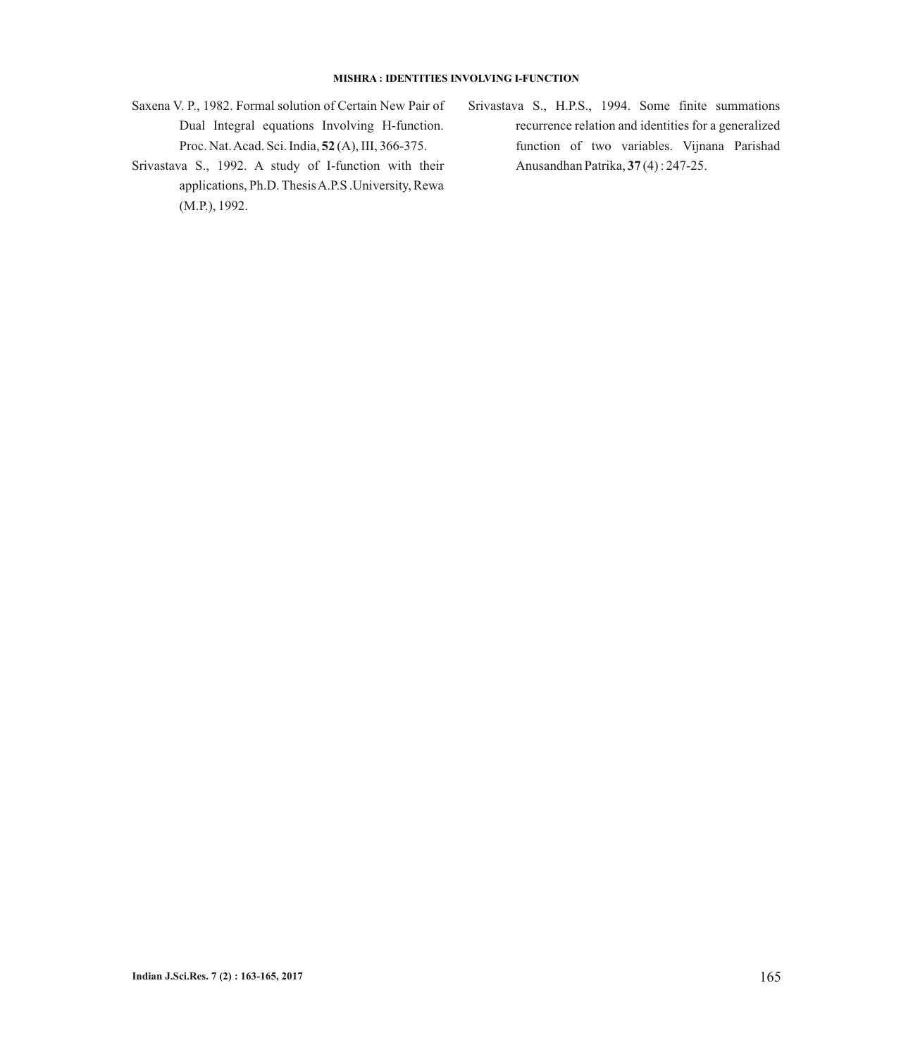Saxena V. P., 1982. Formal solution of Certain New Pair of Dual Integral equations Involving H-function. Proc. Nat. Acad. Sci. India, **52** (A), III, 366-375.

Srivastava S., 1992. A study of I-function with their applications, Ph.D. Thesis A.P.S .University, Rewa (M.P.), 1992.

Srivastava S., H.P.S., 1994. Some finite summations recurrence relation and identities for a generalized function of two variables. Vijnana Parishad Anusandhan Patrika, **37** (4) : 247-25.